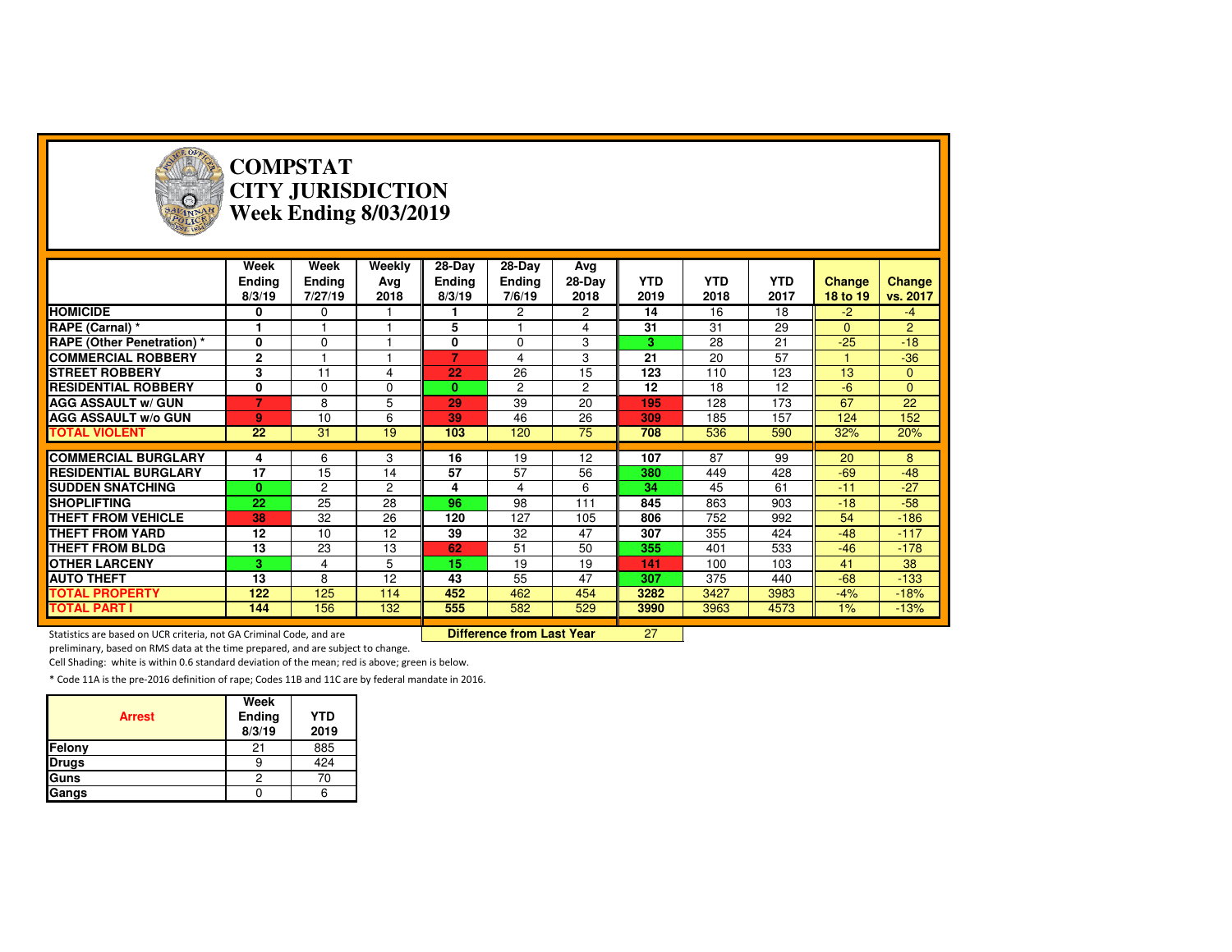# COMPSTAT
# CITY JURISDICTION
# Week Ending 8/03/2019

| | Week Ending 8/3/19 | Week Ending 7/27/19 | Weekly Avg 2018 | 28-Day Ending 8/3/19 | 28-Day Ending 7/6/19 | Avg 28-Day 2018 | YTD 2019 | YTD 2018 | YTD 2017 | Change 18 to 19 | Change vs. 2017 |
|---|---|---|---|---|---|---|---|---|---|---|---|
| **HOMICIDE** | 0 | 0 | 1 | 1 | 2 | 2 | 14 | 16 | 18 | -2 | -4 |
| **RAPE (Carnal) *** | 1 | 1 | 1 | 5 | 1 | 4 | 31 | 31 | 29 | 0 | 2 |
| **RAPE (Other Penetration) *** | 0 | 0 | 1 | 0 | 0 | 3 | 3 | 28 | 21 | -25 | -18 |
| **COMMERCIAL ROBBERY** | 2 | 1 | 1 | 7 | 4 | 3 | 21 | 20 | 57 | 1 | -36 |
| **STREET ROBBERY** | 3 | 11 | 4 | 22 | 26 | 15 | 123 | 110 | 123 | 13 | 0 |
| **RESIDENTIAL ROBBERY** | 0 | 0 | 0 | 0 | 2 | 2 | 12 | 18 | 12 | -6 | 0 |
| **AGG ASSAULT w/ GUN** | 7 | 8 | 5 | 29 | 39 | 20 | 195 | 128 | 173 | 67 | 22 |
| **AGG ASSAULT w/o GUN** | 9 | 10 | 6 | 39 | 46 | 26 | 309 | 185 | 157 | 124 | 152 |
| **TOTAL VIOLENT** | 22 | 31 | 19 | 103 | 120 | 75 | 708 | 536 | 590 | 32% | 20% |
| **COMMERCIAL BURGLARY** | 4 | 6 | 3 | 16 | 19 | 12 | 107 | 87 | 99 | 20 | 8 |
| **RESIDENTIAL BURGLARY** | 17 | 15 | 14 | 57 | 57 | 56 | 380 | 449 | 428 | -69 | -48 |
| **SUDDEN SNATCHING** | 0 | 2 | 2 | 4 | 4 | 6 | 34 | 45 | 61 | -11 | -27 |
| **SHOPLIFTING** | 22 | 25 | 28 | 96 | 98 | 111 | 845 | 863 | 903 | -18 | -58 |
| **THEFT FROM VEHICLE** | 38 | 32 | 26 | 120 | 127 | 105 | 806 | 752 | 992 | 54 | -186 |
| **THEFT FROM YARD** | 12 | 10 | 12 | 39 | 32 | 47 | 307 | 355 | 424 | -48 | -117 |
| **THEFT FROM BLDG** | 13 | 23 | 13 | 62 | 51 | 50 | 355 | 401 | 533 | -46 | -178 |
| **OTHER LARCENY** | 3 | 4 | 5 | 15 | 19 | 19 | 141 | 100 | 103 | 41 | 38 |
| **AUTO THEFT** | 13 | 8 | 12 | 43 | 55 | 47 | 307 | 375 | 440 | -68 | -133 |
| **TOTAL PROPERTY** | 122 | 125 | 114 | 452 | 462 | 454 | 3282 | 3427 | 3983 | -4% | -18% |
| **TOTAL PART I** | 144 | 156 | 132 | 555 | 582 | 529 | 3990 | 3963 | 4573 | 1% | -13% |

**Difference from Last Year** 27

Statistics are based on UCR criteria, not GA Criminal Code, and are preliminary, based on RMS data at the time prepared, and are subject to change.

Cell Shading: white is within 0.6 standard deviation of the mean; red is above; green is below.

* Code 11A is the pre-2016 definition of rape; Codes 11B and 11C are by federal mandate in 2016.

| Arrest | Week Ending 8/3/19 | YTD 2019 |
|---|---|---|
| Felony | 21 | 885 |
| Drugs | 9 | 424 |
| Guns | 2 | 70 |
| Gangs | 0 | 6 |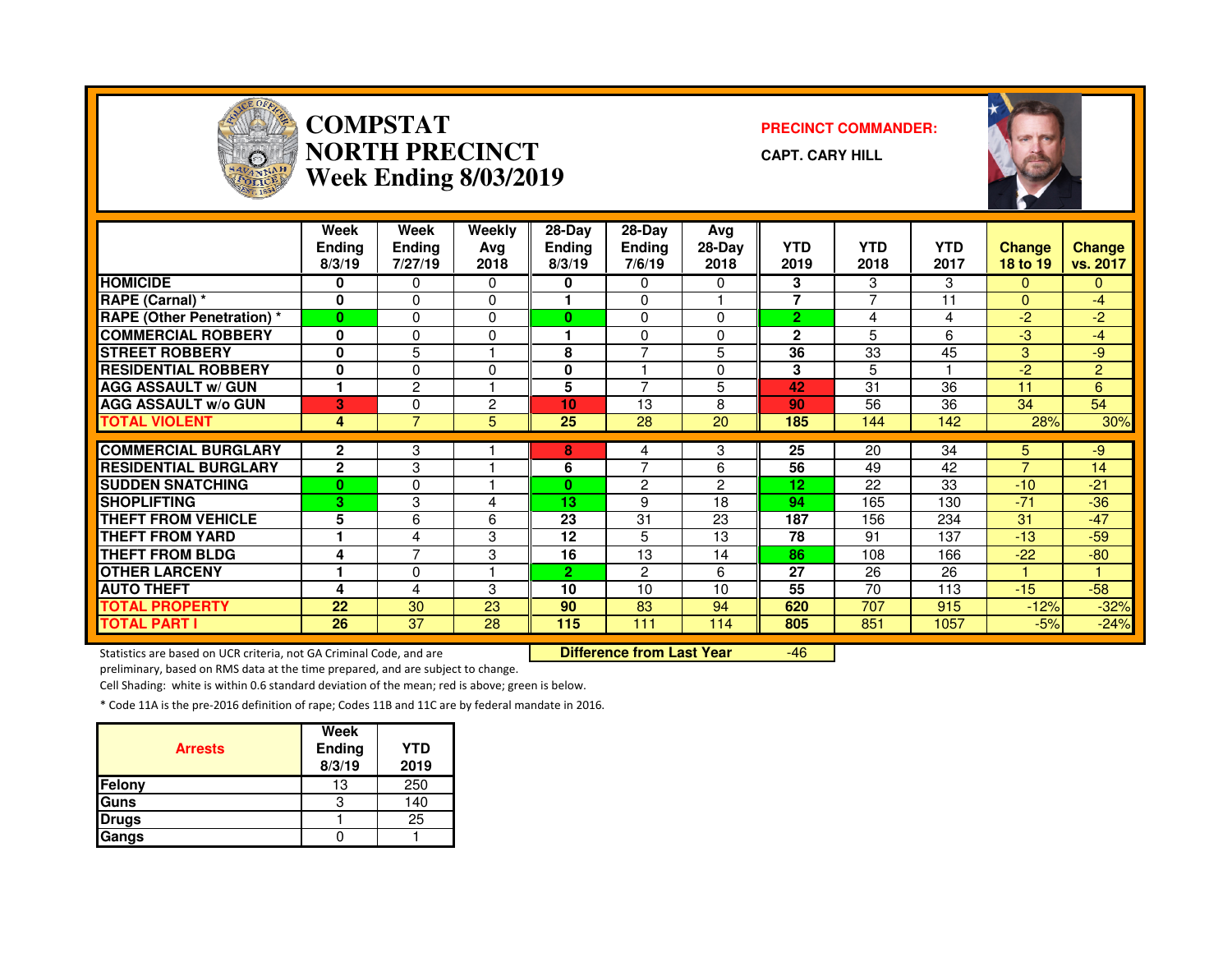# COMPSTAT NORTH PRECINCT
## Week Ending 8/03/2019

**PRECINCT COMMANDER:**

**CAPT. CARY HILL**

| | Week Ending 8/3/19 | Week Ending 7/27/19 | Weekly Avg 2018 | 28-Day Ending 8/3/19 | 28-Day Ending 7/6/19 | Avg 28-Day 2018 | YTD 2019 | YTD 2018 | YTD 2017 | Change 18 to 19 | Change vs. 2017 |
|---|---|---|---|---|---|---|---|---|---|---|---|
| HOMICIDE | 0 | 0 | 0 | 0 | 0 | 0 | 3 | 3 | 3 | 0 | 0 |
| RAPE (Carnal) * | 0 | 0 | 0 | 1 | 0 | 1 | 7 | 7 | 11 | 0 | -4 |
| RAPE (Other Penetration) * | 0 | 0 | 0 | 0 | 0 | 0 | 2 | 4 | 4 | -2 | -2 |
| COMMERCIAL ROBBERY | 0 | 0 | 0 | 1 | 0 | 0 | 2 | 5 | 6 | -3 | -4 |
| STREET ROBBERY | 0 | 5 | 1 | 8 | 7 | 5 | 36 | 33 | 45 | 3 | -9 |
| RESIDENTIAL ROBBERY | 0 | 0 | 0 | 0 | 1 | 0 | 3 | 5 | 1 | -2 | 2 |
| AGG ASSAULT w/ GUN | 1 | 2 | 1 | 5 | 7 | 5 | 42 | 31 | 36 | 11 | 6 |
| AGG ASSAULT w/o GUN | 3 | 0 | 2 | 10 | 13 | 8 | 90 | 56 | 36 | 34 | 54 |
| TOTAL VIOLENT | 4 | 7 | 5 | 25 | 28 | 20 | 185 | 144 | 142 | 28% | 30% |
| COMMERCIAL BURGLARY | 2 | 3 | 1 | 8 | 4 | 3 | 25 | 20 | 34 | 5 | -9 |
| RESIDENTIAL BURGLARY | 2 | 3 | 1 | 6 | 7 | 6 | 56 | 49 | 42 | 7 | 14 |
| SUDDEN SNATCHING | 0 | 0 | 1 | 0 | 2 | 2 | 12 | 22 | 33 | -10 | -21 |
| SHOPLIFTING | 3 | 3 | 4 | 13 | 9 | 18 | 94 | 165 | 130 | -71 | -36 |
| THEFT FROM VEHICLE | 5 | 6 | 6 | 23 | 31 | 23 | 187 | 156 | 234 | 31 | -47 |
| THEFT FROM YARD | 1 | 4 | 3 | 12 | 5 | 13 | 78 | 91 | 137 | -13 | -59 |
| THEFT FROM BLDG | 4 | 7 | 3 | 16 | 13 | 14 | 86 | 108 | 166 | -22 | -80 |
| OTHER LARCENY | 1 | 0 | 1 | 2 | 2 | 6 | 27 | 26 | 26 | 1 | 1 |
| AUTO THEFT | 4 | 4 | 3 | 10 | 10 | 10 | 55 | 70 | 113 | -15 | -58 |
| TOTAL PROPERTY | 22 | 30 | 23 | 90 | 83 | 94 | 620 | 707 | 915 | -12% | -32% |
| TOTAL PART I | 26 | 37 | 28 | 115 | 111 | 114 | 805 | 851 | 1057 | -5% | -24% |

**Difference from Last Year** -46

Statistics are based on UCR criteria, not GA Criminal Code, and are preliminary, based on RMS data at the time prepared, and are subject to change.

Cell Shading: white is within 0.6 standard deviation of the mean; red is above; green is below.

* Code 11A is the pre-2016 definition of rape; Codes 11B and 11C are by federal mandate in 2016.

| Arrests | Week Ending 8/3/19 | YTD 2019 |
|---|---|---|
| Felony | 13 | 250 |
| Guns | 3 | 140 |
| Drugs | 1 | 25 |
| Gangs | 0 | 1 |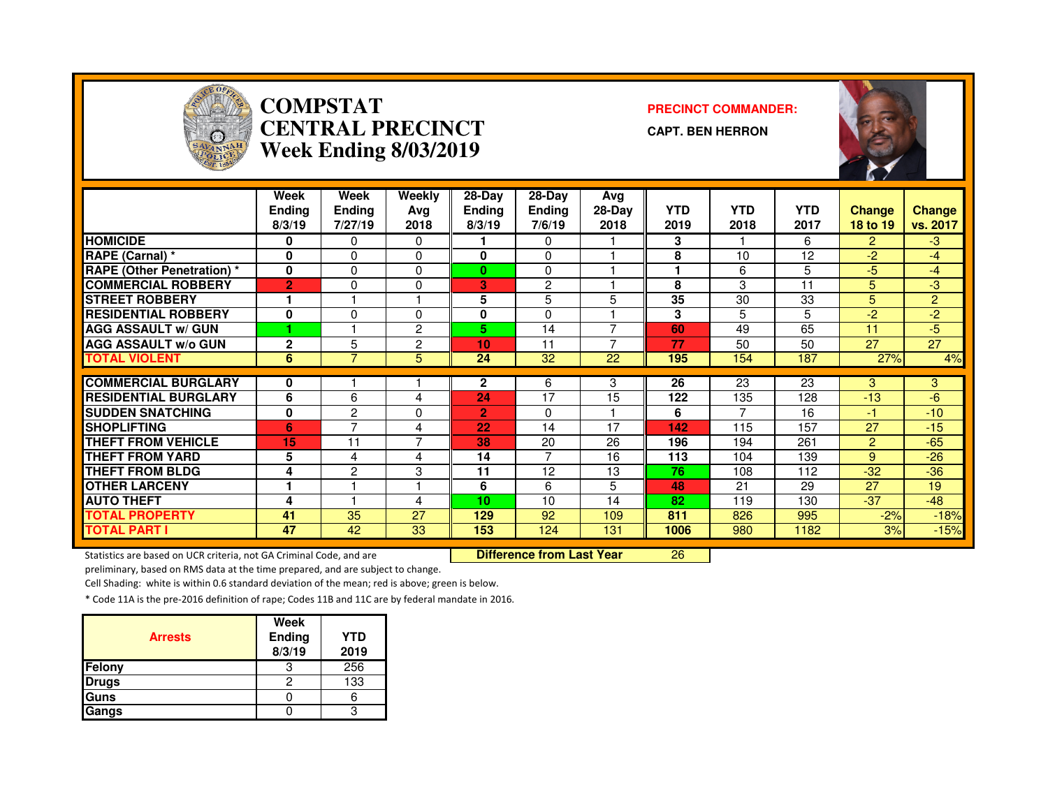# COMPSTAT CENTRAL PRECINCT Week Ending 8/03/2019

**PRECINCT COMMANDER:**

**CAPT. BEN HERRON**

| | Week Ending 8/3/19 | Week Ending 7/27/19 | Weekly Avg 2018 | 28-Day Ending 8/3/19 | 28-Day Ending 7/6/19 | Avg 28-Day 2018 | YTD 2019 | YTD 2018 | YTD 2017 | Change 18 to 19 | Change vs. 2017 |
|---|---|---|---|---|---|---|---|---|---|---|---|
| HOMICIDE | 0 | 0 | 0 | 1 | 0 | 1 | 3 | 1 | 6 | 2 | -3 |
| RAPE (Carnal) * | 0 | 0 | 0 | 0 | 0 | 1 | 8 | 10 | 12 | -2 | -4 |
| RAPE (Other Penetration) * | 0 | 0 | 0 | 0 | 0 | 1 | 1 | 6 | 5 | -5 | -4 |
| COMMERCIAL ROBBERY | 2 | 0 | 0 | 3 | 2 | 1 | 8 | 3 | 11 | 5 | -3 |
| STREET ROBBERY | 1 | 1 | 1 | 5 | 5 | 5 | 35 | 30 | 33 | 5 | 2 |
| RESIDENTIAL ROBBERY | 0 | 0 | 0 | 0 | 0 | 1 | 3 | 5 | 5 | -2 | -2 |
| AGG ASSAULT w/ GUN | 1 | 1 | 2 | 5 | 14 | 7 | 60 | 49 | 65 | 11 | -5 |
| AGG ASSAULT w/o GUN | 2 | 5 | 2 | 10 | 11 | 7 | 77 | 50 | 50 | 27 | 27 |
| TOTAL VIOLENT | 6 | 7 | 5 | 24 | 32 | 22 | 195 | 154 | 187 | 27% | 4% |
| COMMERCIAL BURGLARY | 0 | 1 | 1 | 2 | 6 | 3 | 26 | 23 | 23 | 3 | 3 |
| RESIDENTIAL BURGLARY | 6 | 6 | 4 | 24 | 17 | 15 | 122 | 135 | 128 | -13 | -6 |
| SUDDEN SNATCHING | 0 | 2 | 0 | 2 | 0 | 1 | 6 | 7 | 16 | -1 | -10 |
| SHOPLIFTING | 6 | 7 | 4 | 22 | 14 | 17 | 142 | 115 | 157 | 27 | -15 |
| THEFT FROM VEHICLE | 15 | 11 | 7 | 38 | 20 | 26 | 196 | 194 | 261 | 2 | -65 |
| THEFT FROM YARD | 5 | 4 | 4 | 14 | 7 | 16 | 113 | 104 | 139 | 9 | -26 |
| THEFT FROM BLDG | 4 | 2 | 3 | 11 | 12 | 13 | 76 | 108 | 112 | -32 | -36 |
| OTHER LARCENY | 1 | 1 | 1 | 6 | 6 | 5 | 48 | 21 | 29 | 27 | 19 |
| AUTO THEFT | 4 | 1 | 4 | 10 | 10 | 14 | 82 | 119 | 130 | -37 | -48 |
| TOTAL PROPERTY | 41 | 35 | 27 | 129 | 92 | 109 | 811 | 826 | 995 | -2% | -18% |
| TOTAL PART I | 47 | 42 | 33 | 153 | 124 | 131 | 1006 | 980 | 1182 | 3% | -15% |

**Difference from Last Year** 26

Statistics are based on UCR criteria, not GA Criminal Code, and are preliminary, based on RMS data at the time prepared, and are subject to change.

Cell Shading: white is within 0.6 standard deviation of the mean; red is above; green is below.

* Code 11A is the pre-2016 definition of rape; Codes 11B and 11C are by federal mandate in 2016.

| Arrests | Week Ending 8/3/19 | YTD 2019 |
|---|---|---|
| Felony | 3 | 256 |
| Drugs | 2 | 133 |
| Guns | 0 | 6 |
| Gangs | 0 | 3 |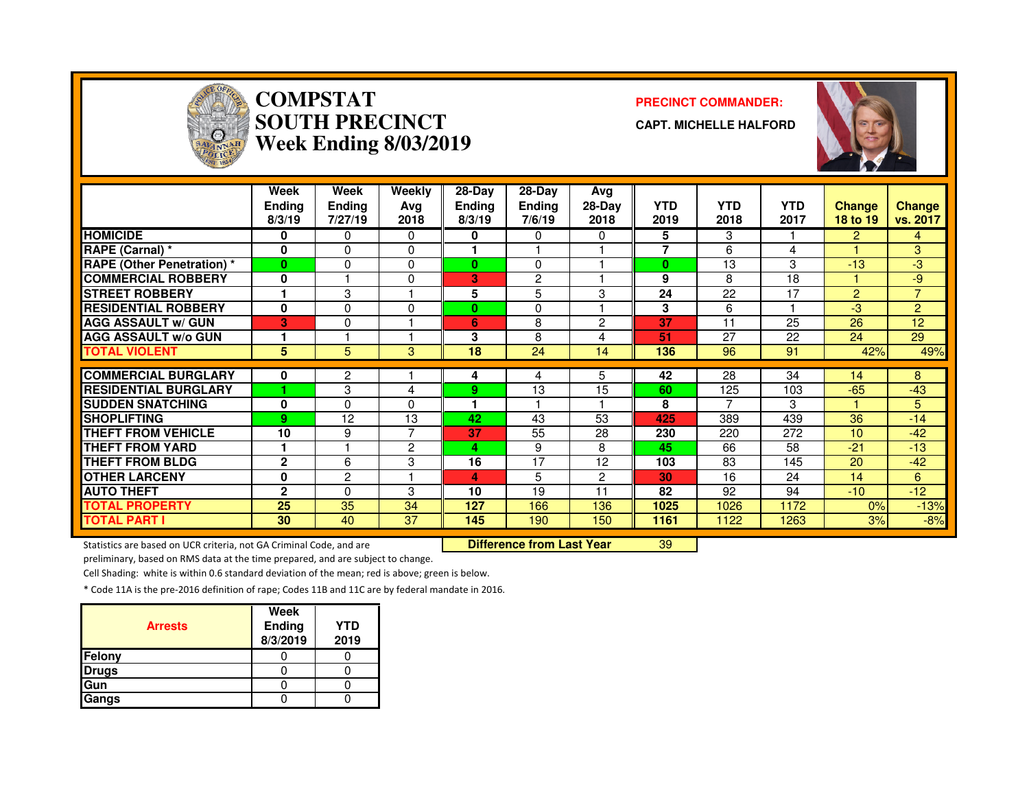# COMPSTAT
## SOUTH PRECINCT
## Week Ending 8/03/2019

**PRECINCT COMMANDER:**

**CAPT. MICHELLE HALFORD**

| | Week Ending 8/3/19 | Week Ending 7/27/19 | Weekly Avg 2018 | 28-Day Ending 8/3/19 | 28-Day Ending 7/6/19 | Avg 28-Day 2018 | YTD 2019 | YTD 2018 | YTD 2017 | Change 18 to 19 | Change vs. 2017 |
|---|---|---|---|---|---|---|---|---|---|---|---|
| HOMICIDE | 0 | 0 | 0 | 0 | 0 | 0 | 5 | 3 | 1 | 2 | 4 |
| RAPE (Carnal) * | 0 | 0 | 0 | 1 | 1 | 1 | 7 | 6 | 4 | 1 | 3 |
| RAPE (Other Penetration) * | 0 | 0 | 0 | 0 | 0 | 1 | 0 | 13 | 3 | -13 | -3 |
| COMMERCIAL ROBBERY | 0 | 1 | 0 | 3 | 2 | 1 | 9 | 8 | 18 | 1 | -9 |
| STREET ROBBERY | 1 | 3 | 1 | 5 | 5 | 3 | 24 | 22 | 17 | 2 | 7 |
| RESIDENTIAL ROBBERY | 0 | 0 | 0 | 0 | 0 | 1 | 3 | 6 | 1 | -3 | 2 |
| AGG ASSAULT w/ GUN | 3 | 0 | 1 | 6 | 8 | 2 | 37 | 11 | 25 | 26 | 12 |
| AGG ASSAULT w/o GUN | 1 | 1 | 1 | 3 | 8 | 4 | 51 | 27 | 22 | 24 | 29 |
| TOTAL VIOLENT | 5 | 5 | 3 | 18 | 24 | 14 | 136 | 96 | 91 | 42% | 49% |
| COMMERCIAL BURGLARY | 0 | 2 | 1 | 4 | 4 | 5 | 42 | 28 | 34 | 14 | 8 |
| RESIDENTIAL BURGLARY | 1 | 3 | 4 | 9 | 13 | 15 | 60 | 125 | 103 | -65 | -43 |
| SUDDEN SNATCHING | 0 | 0 | 0 | 1 | 1 | 1 | 8 | 7 | 3 | 1 | 5 |
| SHOPLIFTING | 9 | 12 | 13 | 42 | 43 | 53 | 425 | 389 | 439 | 36 | -14 |
| THEFT FROM VEHICLE | 10 | 9 | 7 | 37 | 55 | 28 | 230 | 220 | 272 | 10 | -42 |
| THEFT FROM YARD | 1 | 1 | 2 | 4 | 9 | 8 | 45 | 66 | 58 | -21 | -13 |
| THEFT FROM BLDG | 2 | 6 | 3 | 16 | 17 | 12 | 103 | 83 | 145 | 20 | -42 |
| OTHER LARCENY | 0 | 2 | 1 | 4 | 5 | 2 | 30 | 16 | 24 | 14 | 6 |
| AUTO THEFT | 2 | 0 | 3 | 10 | 19 | 11 | 82 | 92 | 94 | -10 | -12 |
| TOTAL PROPERTY | 25 | 35 | 34 | 127 | 166 | 136 | 1025 | 1026 | 1172 | 0% | -13% |
| TOTAL PART I | 30 | 40 | 37 | 145 | 190 | 150 | 1161 | 1122 | 1263 | 3% | -8% |

**Difference from Last Year** 39

Statistics are based on UCR criteria, not GA Criminal Code, and are preliminary, based on RMS data at the time prepared, and are subject to change.

Cell Shading: white is within 0.6 standard deviation of the mean; red is above; green is below.

* Code 11A is the pre-2016 definition of rape; Codes 11B and 11C are by federal mandate in 2016.

| Arrests | Week Ending 8/3/2019 | YTD 2019 |
|---|---|---|
| Felony | 0 | 0 |
| Drugs | 0 | 0 |
| Gun | 0 | 0 |
| Gangs | 0 | 0 |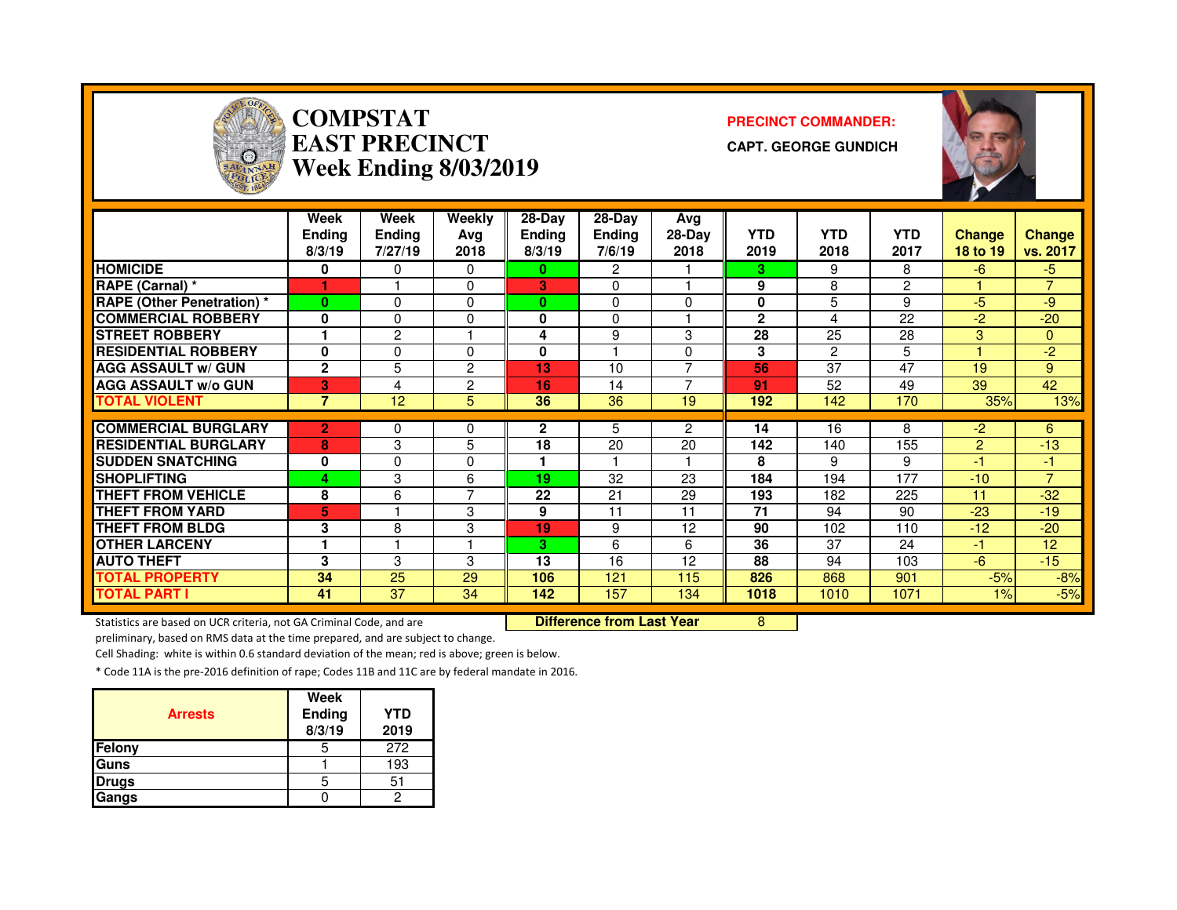# COMPSTAT EAST PRECINCT Week Ending 8/03/2019

**PRECINCT COMMANDER:**

**CAPT. GEORGE GUNDICH**

| | Week Ending 8/3/19 | Week Ending 7/27/19 | Weekly Avg 2018 | 28-Day Ending 8/3/19 | 28-Day Ending 7/6/19 | Avg 28-Day 2018 | YTD 2019 | YTD 2018 | YTD 2017 | Change 18 to 19 | Change vs. 2017 |
|---|---|---|---|---|---|---|---|---|---|---|---|
| HOMICIDE | 0 | 0 | 0 | 0 | 2 | 1 | 3 | 9 | 8 | -6 | -5 |
| RAPE (Carnal) * | 1 | 1 | 0 | 3 | 0 | 1 | 9 | 8 | 2 | 1 | 7 |
| RAPE (Other Penetration) * | 0 | 0 | 0 | 0 | 0 | 0 | 0 | 5 | 9 | -5 | -9 |
| COMMERCIAL ROBBERY | 0 | 0 | 0 | 0 | 0 | 1 | 2 | 4 | 22 | -2 | -20 |
| STREET ROBBERY | 1 | 2 | 1 | 4 | 9 | 3 | 28 | 25 | 28 | 3 | 0 |
| RESIDENTIAL ROBBERY | 0 | 0 | 0 | 0 | 1 | 0 | 3 | 2 | 5 | 1 | -2 |
| AGG ASSAULT w/ GUN | 2 | 5 | 2 | 13 | 10 | 7 | 56 | 37 | 47 | 19 | 9 |
| AGG ASSAULT w/o GUN | 3 | 4 | 2 | 16 | 14 | 7 | 91 | 52 | 49 | 39 | 42 |
| TOTAL VIOLENT | 7 | 12 | 5 | 36 | 36 | 19 | 192 | 142 | 170 | 35% | 13% |
| COMMERCIAL BURGLARY | 2 | 0 | 0 | 2 | 5 | 2 | 14 | 16 | 8 | -2 | 6 |
| RESIDENTIAL BURGLARY | 8 | 3 | 5 | 18 | 20 | 20 | 142 | 140 | 155 | 2 | -13 |
| SUDDEN SNATCHING | 0 | 0 | 0 | 1 | 1 | 1 | 8 | 9 | 9 | -1 | -1 |
| SHOPLIFTING | 4 | 3 | 6 | 19 | 32 | 23 | 184 | 194 | 177 | -10 | 7 |
| THEFT FROM VEHICLE | 8 | 6 | 7 | 22 | 21 | 29 | 193 | 182 | 225 | 11 | -32 |
| THEFT FROM YARD | 5 | 1 | 3 | 9 | 11 | 11 | 71 | 94 | 90 | -23 | -19 |
| THEFT FROM BLDG | 3 | 8 | 3 | 19 | 9 | 12 | 90 | 102 | 110 | -12 | -20 |
| OTHER LARCENY | 1 | 1 | 1 | 3 | 6 | 6 | 36 | 37 | 24 | -1 | 12 |
| AUTO THEFT | 3 | 3 | 3 | 13 | 16 | 12 | 88 | 94 | 103 | -6 | -15 |
| TOTAL PROPERTY | 34 | 25 | 29 | 106 | 121 | 115 | 826 | 868 | 901 | -5% | -8% |
| TOTAL PART I | 41 | 37 | 34 | 142 | 157 | 134 | 1018 | 1010 | 1071 | 1% | -5% |

**Difference from Last Year** 8

Statistics are based on UCR criteria, not GA Criminal Code, and are preliminary, based on RMS data at the time prepared, and are subject to change.

Cell Shading: white is within 0.6 standard deviation of the mean; red is above; green is below.

* Code 11A is the pre-2016 definition of rape; Codes 11B and 11C are by federal mandate in 2016.

| Arrests | Week Ending 8/3/19 | YTD 2019 |
|---|---|---|
| Felony | 5 | 272 |
| Guns | 1 | 193 |
| Drugs | 5 | 51 |
| Gangs | 0 | 2 |